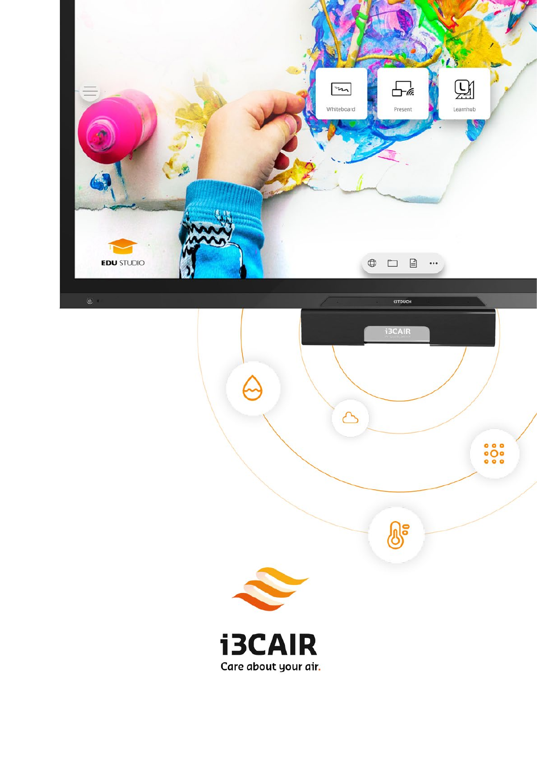# i3CAIR

Care about your air.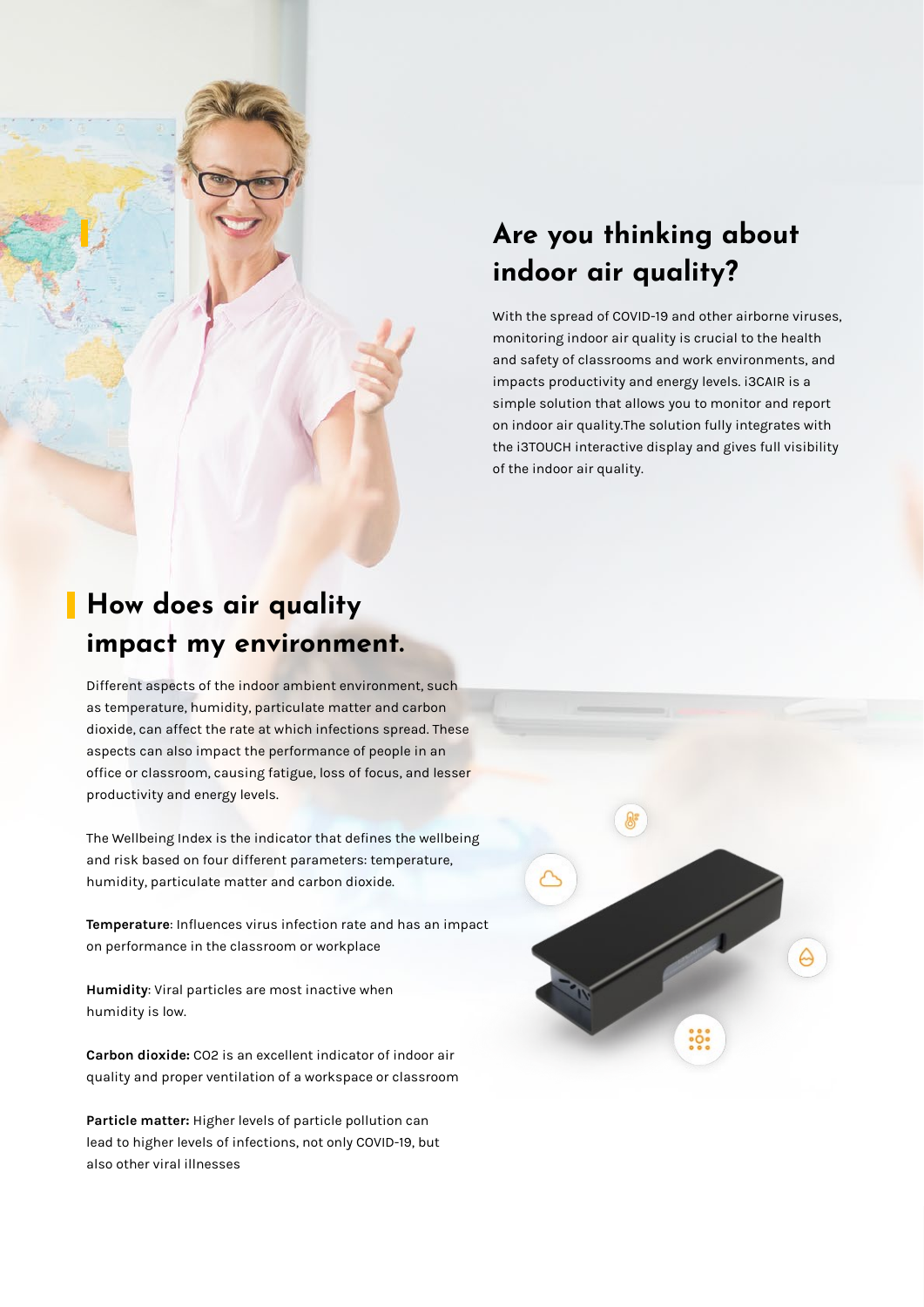## Are you thinking about indoor air quality?

With the spread of COVID-19 and other airborne viruses, monitoring indoor air quality is crucial to the health and safety of classrooms and work environments, and impacts productivity and energy levels. i3CAIR is a simple solution that allows you to monitor and report on indoor air quality.The solution fully integrates with the i3TOUCH interactive display and gives full visibility of the indoor air quality.

## How does air quality impact my environment.

Different aspects of the indoor ambient environment, such as temperature, humidity, particulate matter and carbon dioxide, can affect the rate at which infections spread. These aspects can also impact the performance of people in an office or classroom, causing fatigue, loss of focus, and lesser productivity and energy levels.

The Wellbeing Index is the indicator that defines the wellbeing and risk based on four different parameters: temperature, humidity, particulate matter and carbon dioxide.

**Temperature**: Influences virus infection rate and has an impact on performance in the classroom or workplace

**Humidity**: Viral particles are most inactive when humidity is low.

**Carbon dioxide:** CO2 is an excellent indicator of indoor air quality and proper ventilation of a workspace or classroom

**Particle matter:** Higher levels of particle pollution can lead to higher levels of infections, not only COVID-19, but also other viral illnesses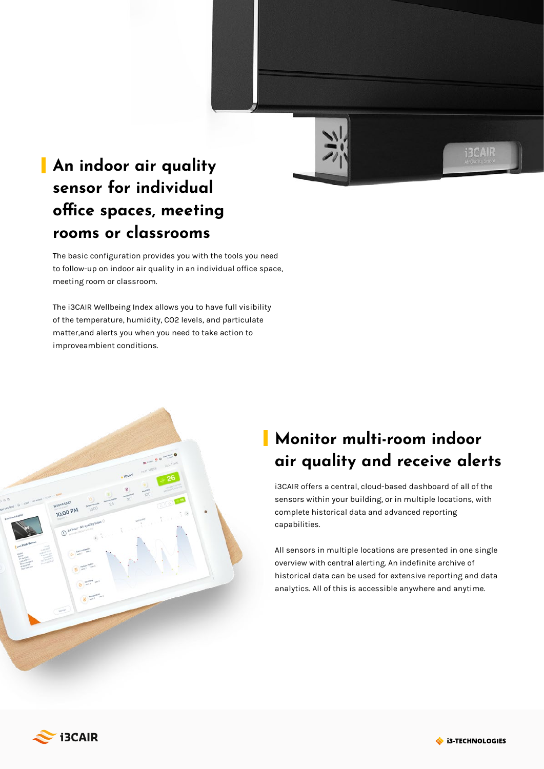## An indoor air quality sensor for individual office spaces, meeting rooms or classrooms

The basic configuration provides you with the tools you need to follow-up on indoor air quality in an individual office space, meeting room or classroom.

The i3CAIR Wellbeing Index allows you to have full visibility of the temperature, humidity, CO2 levels, and particulate matter,and alerts you when you need to take action to improveambient conditions.

## Monitor multi-room indoor air quality and receive alerts

i3CAIR offers a central, cloud-based dashboard of all of the sensors within your building, or in multiple locations, with complete historical data and advanced reporting capabilities.

All sensors in multiple locations are presented in one single overview with central alerting. An indefinite archive of historical data can be used for extensive reporting and data analytics. All of this is accessible anywhere and anytime.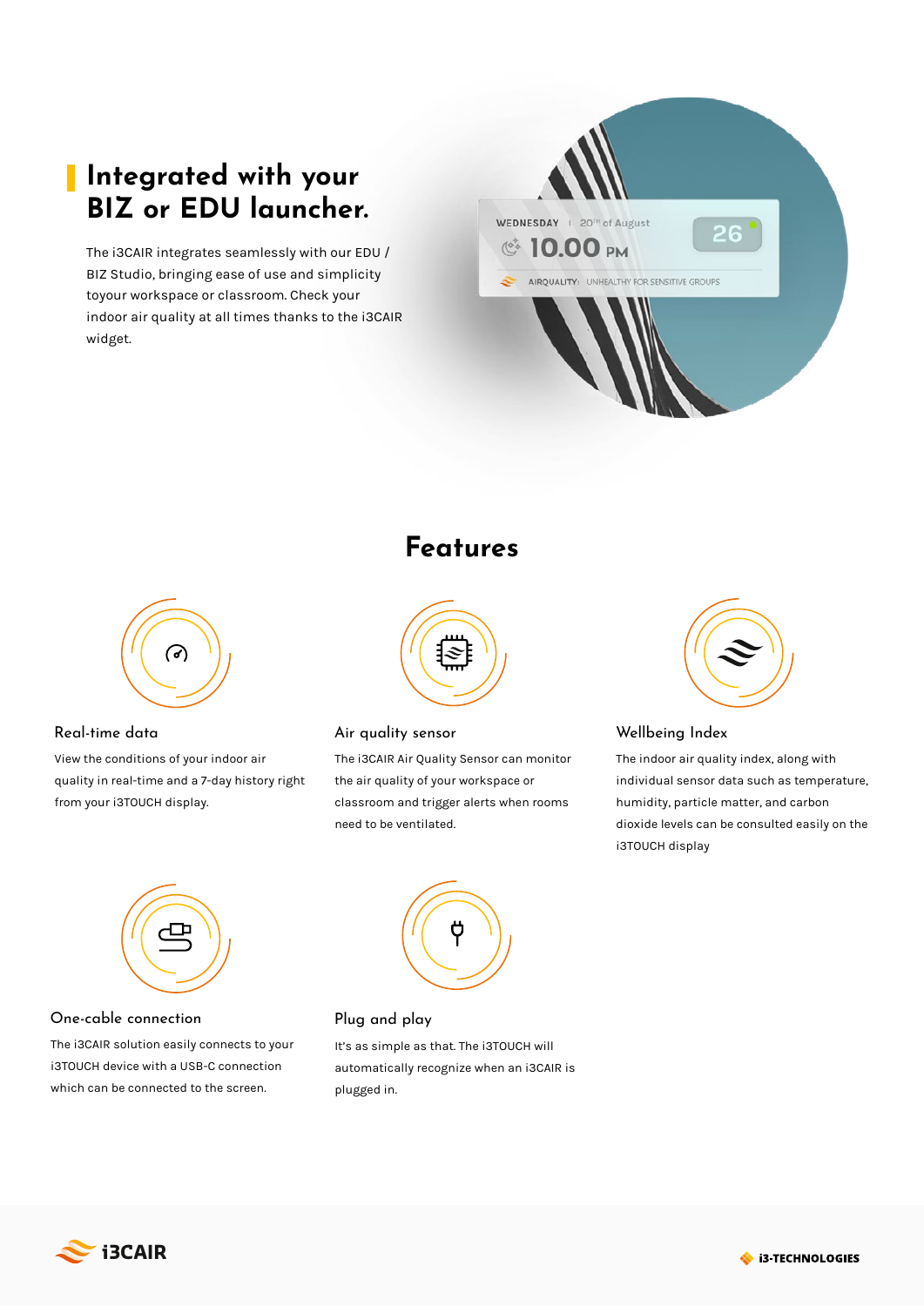## Integrated with your BIZ or EDU launcher.

The i3CAIR integrates seamlessly with our EDU / BIZ Studio, bringing ease of use and simplicity toyour workspace or classroom. Check your indoor air quality at all times thanks to the i3CAIR widget.

WEDNESDAY | 20TH of August

10.00 PM

26

AIRQUALITY: UNHEALTHY FOR SENSITIVE GROUPS

## Features

### Real-time data

View the conditions of your indoor air quality in real-time and a 7-day history right from your i3TOUCH display.

### Air quality sensor

The i3CAIR Air Quality Sensor can monitor the air quality of your workspace or classroom and trigger alerts when rooms need to be ventilated.

### Wellbeing Index

The indoor air quality index, along with individual sensor data such as temperature, humidity, particle matter, and carbon dioxide levels can be consulted easily on the i3TOUCH display

### One-cable connection

The i3CAIR solution easily connects to your i3TOUCH device with a USB-C connection which can be connected to the screen.

### Plug and play

It's as simple as that. The i3TOUCH will automatically recognize when an i3CAIR is plugged in.

i3CAIR

i3-TECHNOLOGIES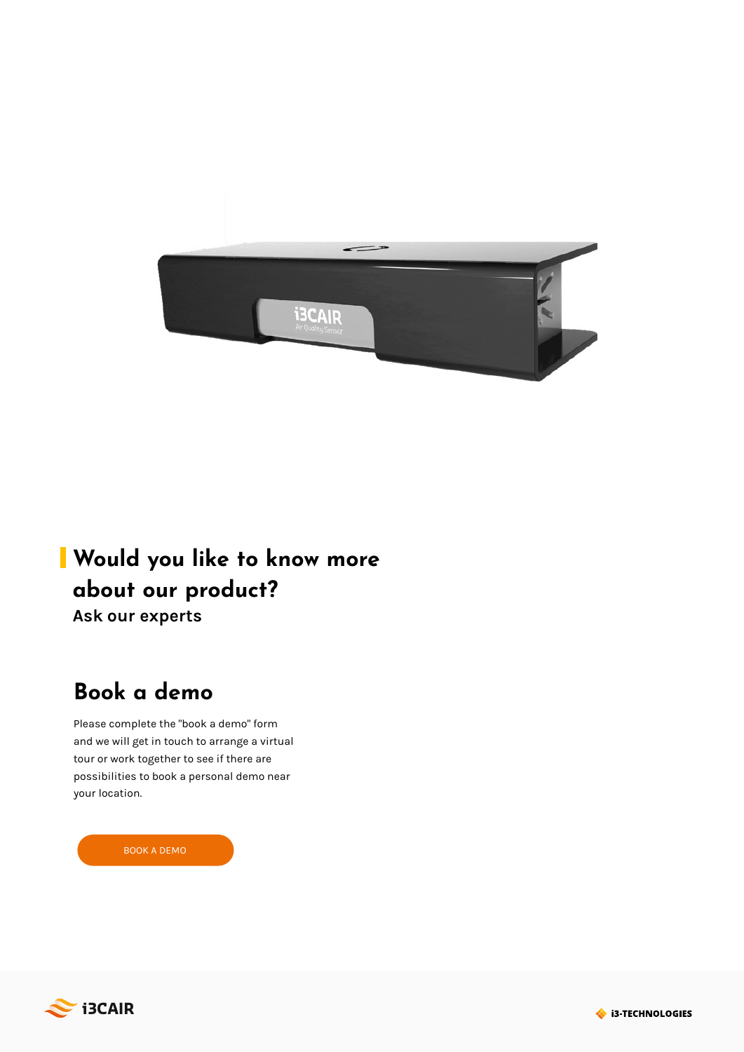## Would you like to know more about our product?

Ask our experts

## Book a demo

Please complete the "book a demo" form and we will get in touch to arrange a virtual tour or work together to see if there are possibilities to book a personal demo near your location.

BOOK A DEMO

i3CAIR

i3-TECHNOLOGIES